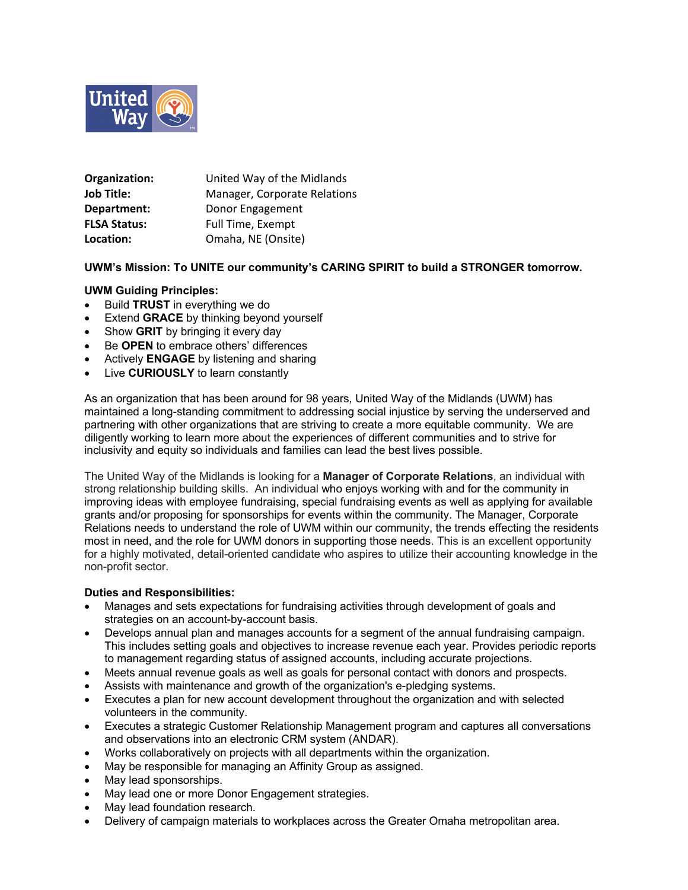| **Organization:** | United Way of the Midlands |
| --- | --- |
| **Job Title:** | Manager, Corporate Relations |
| **Department:** | Donor Engagement |
| **FLSA Status:** | Full Time, Exempt |
| **Location:** | Omaha, NE (Onsite) |

**UWM's Mission: To UNITE our community's CARING SPIRIT to build a STRONGER tomorrow.**

**UWM Guiding Principles:**

- Build **TRUST** in everything we do
- Extend **GRACE** by thinking beyond yourself
- Show **GRIT** by bringing it every day
- Be **OPEN** to embrace others' differences
- Actively **ENGAGE** by listening and sharing
- Live **CURIOUSLY** to learn constantly

As an organization that has been around for 98 years, United Way of the Midlands (UWM) has maintained a long-standing commitment to addressing social injustice by serving the underserved and partnering with other organizations that are striving to create a more equitable community. We are diligently working to learn more about the experiences of different communities and to strive for inclusivity and equity so individuals and families can lead the best lives possible.

The United Way of the Midlands is looking for a **Manager of Corporate Relations**, an individual with strong relationship building skills. An individual who enjoys working with and for the community in improving ideas with employee fundraising, special fundraising events as well as applying for available grants and/or proposing for sponsorships for events within the community. The Manager, Corporate Relations needs to understand the role of UWM within our community, the trends effecting the residents most in need, and the role for UWM donors in supporting those needs. This is an excellent opportunity for a highly motivated, detail-oriented candidate who aspires to utilize their accounting knowledge in the non-profit sector.

**Duties and Responsibilities:**

- Manages and sets expectations for fundraising activities through development of goals and strategies on an account-by-account basis.
- Develops annual plan and manages accounts for a segment of the annual fundraising campaign. This includes setting goals and objectives to increase revenue each year. Provides periodic reports to management regarding status of assigned accounts, including accurate projections.
- Meets annual revenue goals as well as goals for personal contact with donors and prospects.
- Assists with maintenance and growth of the organization's e-pledging systems.
- Executes a plan for new account development throughout the organization and with selected volunteers in the community.
- Executes a strategic Customer Relationship Management program and captures all conversations and observations into an electronic CRM system (ANDAR).
- Works collaboratively on projects with all departments within the organization.
- May be responsible for managing an Affinity Group as assigned.
- May lead sponsorships.
- May lead one or more Donor Engagement strategies.
- May lead foundation research.
- Delivery of campaign materials to workplaces across the Greater Omaha metropolitan area.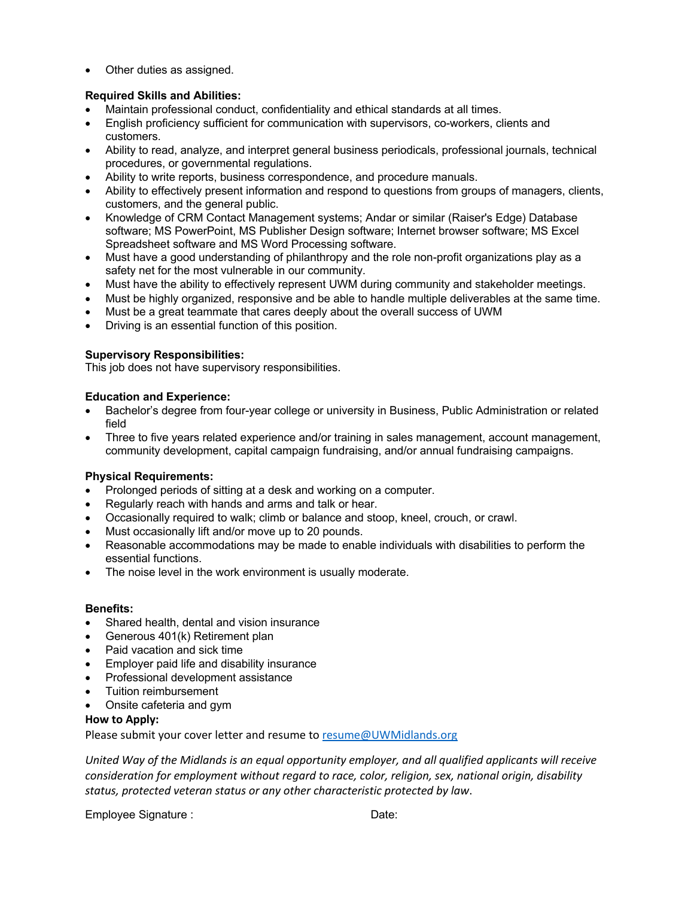- Other duties as assigned.

**Required Skills and Abilities:**

- Maintain professional conduct, confidentiality and ethical standards at all times.
- English proficiency sufficient for communication with supervisors, co-workers, clients and customers.
- Ability to read, analyze, and interpret general business periodicals, professional journals, technical procedures, or governmental regulations.
- Ability to write reports, business correspondence, and procedure manuals.
- Ability to effectively present information and respond to questions from groups of managers, clients, customers, and the general public.
- Knowledge of CRM Contact Management systems; Andar or similar (Raiser's Edge) Database software; MS PowerPoint, MS Publisher Design software; Internet browser software; MS Excel Spreadsheet software and MS Word Processing software.
- Must have a good understanding of philanthropy and the role non-profit organizations play as a safety net for the most vulnerable in our community.
- Must have the ability to effectively represent UWM during community and stakeholder meetings.
- Must be highly organized, responsive and be able to handle multiple deliverables at the same time.
- Must be a great teammate that cares deeply about the overall success of UWM
- Driving is an essential function of this position.

**Supervisory Responsibilities:**

This job does not have supervisory responsibilities.

**Education and Experience:**

- Bachelor's degree from four-year college or university in Business, Public Administration or related field
- Three to five years related experience and/or training in sales management, account management, community development, capital campaign fundraising, and/or annual fundraising campaigns.

**Physical Requirements:**

- Prolonged periods of sitting at a desk and working on a computer.
- Regularly reach with hands and arms and talk or hear.
- Occasionally required to walk; climb or balance and stoop, kneel, crouch, or crawl.
- Must occasionally lift and/or move up to 20 pounds.
- Reasonable accommodations may be made to enable individuals with disabilities to perform the essential functions.
- The noise level in the work environment is usually moderate.

**Benefits:**

- Shared health, dental and vision insurance
- Generous 401(k) Retirement plan
- Paid vacation and sick time
- Employer paid life and disability insurance
- Professional development assistance
- Tuition reimbursement
- Onsite cafeteria and gym

**How to Apply:**

Please submit your cover letter and resume to resume@UWMidlands.org

*United Way of the Midlands is an equal opportunity employer, and all qualified applicants will receive consideration for employment without regard to race, color, religion, sex, national origin, disability status, protected veteran status or any other characteristic protected by law.*

Employee Signature : Date: